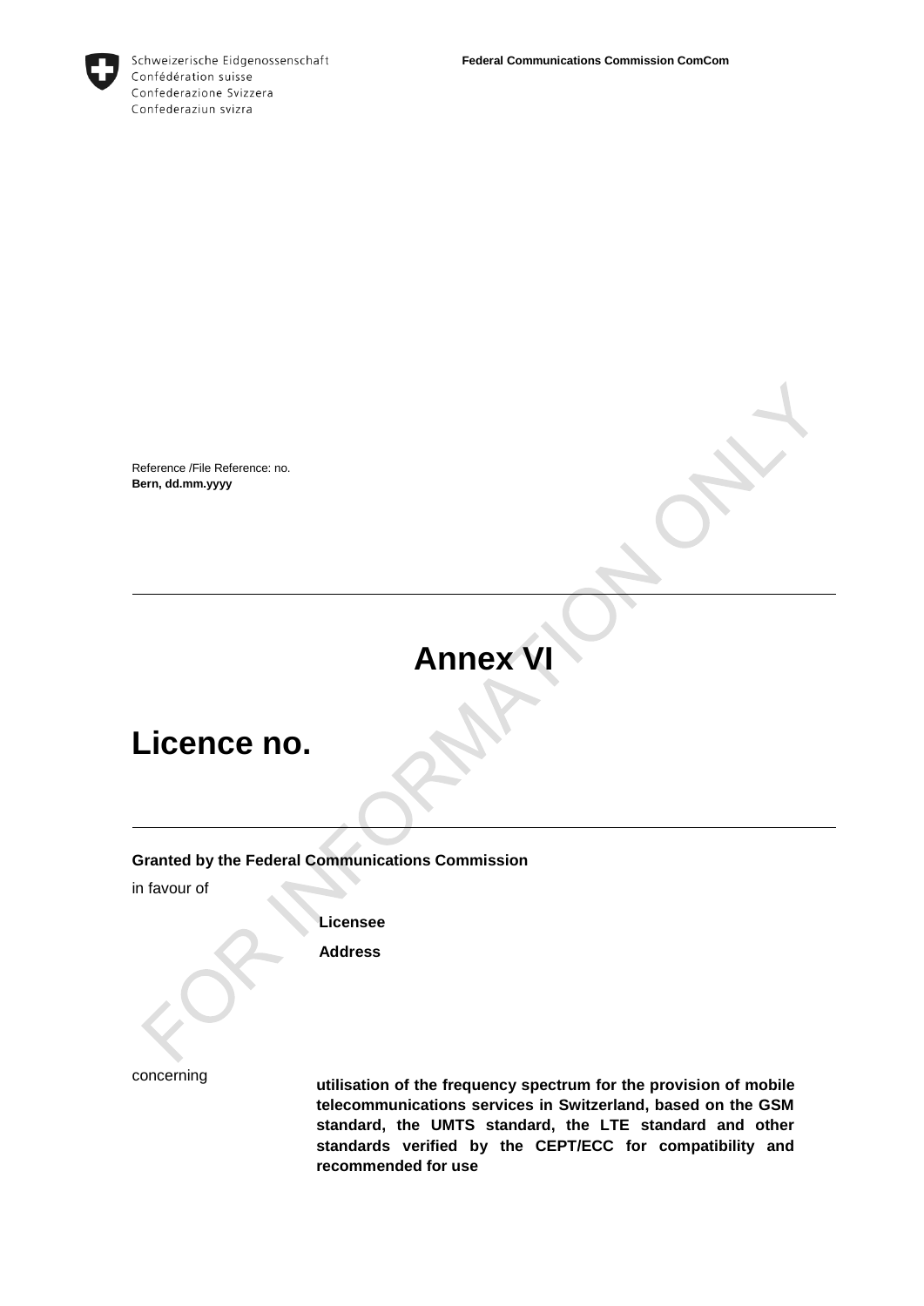Schweizerische Eidgenossenschaft
Confédération suisse
Confederazione Svizzera
Confederaziun svizra

**Federal Communications Commission ComCom**

Reference /File Reference: no.
**Bern, dd.mm.yyyy**

---

# Annex VI

# Licence no.

---

**Granted by the Federal Communications Commission**

in favour of

**Licensee**

**Address**

concerning

**utilisation of the frequency spectrum for the provision of mobile telecommunications services in Switzerland, based on the GSM standard, the UMTS standard, the LTE standard and other standards verified by the CEPT/ECC for compatibility and recommended for use**

FOR INFORMATION ONLY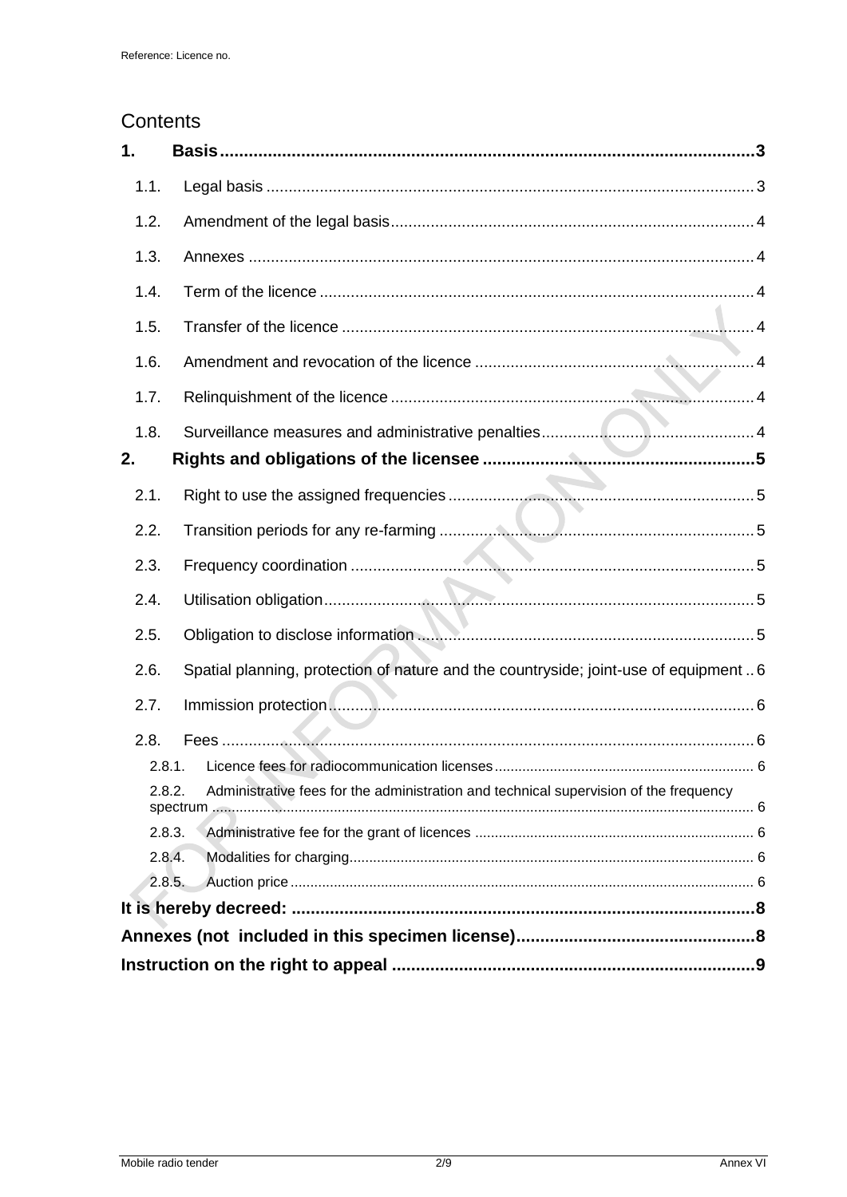# Contents

**1. Basis ... 3**

- 1.1. Legal basis ... 3
- 1.2. Amendment of the legal basis ... 4
- 1.3. Annexes ... 4
- 1.4. Term of the licence ... 4
- 1.5. Transfer of the licence ... 4
- 1.6. Amendment and revocation of the licence ... 4
- 1.7. Relinquishment of the licence ... 4
- 1.8. Surveillance measures and administrative penalties ... 4

**2. Rights and obligations of the licensee ... 5**

- 2.1. Right to use the assigned frequencies ... 5
- 2.2. Transition periods for any re-farming ... 5
- 2.3. Frequency coordination ... 5
- 2.4. Utilisation obligation ... 5
- 2.5. Obligation to disclose information ... 5
- 2.6. Spatial planning, protection of nature and the countryside; joint-use of equipment ... 6
- 2.7. Immission protection ... 6
- 2.8. Fees ... 6
  - 2.8.1. Licence fees for radiocommunication licenses ... 6
  - 2.8.2. Administrative fees for the administration and technical supervision of the frequency spectrum ... 6
  - 2.8.3. Administrative fee for the grant of licences ... 6
  - 2.8.4. Modalities for charging ... 6
  - 2.8.5. Auction price ... 6

**It is hereby decreed: ... 8**

**Annexes (not included in this specimen license) ... 8**

**Instruction on the right to appeal ... 9**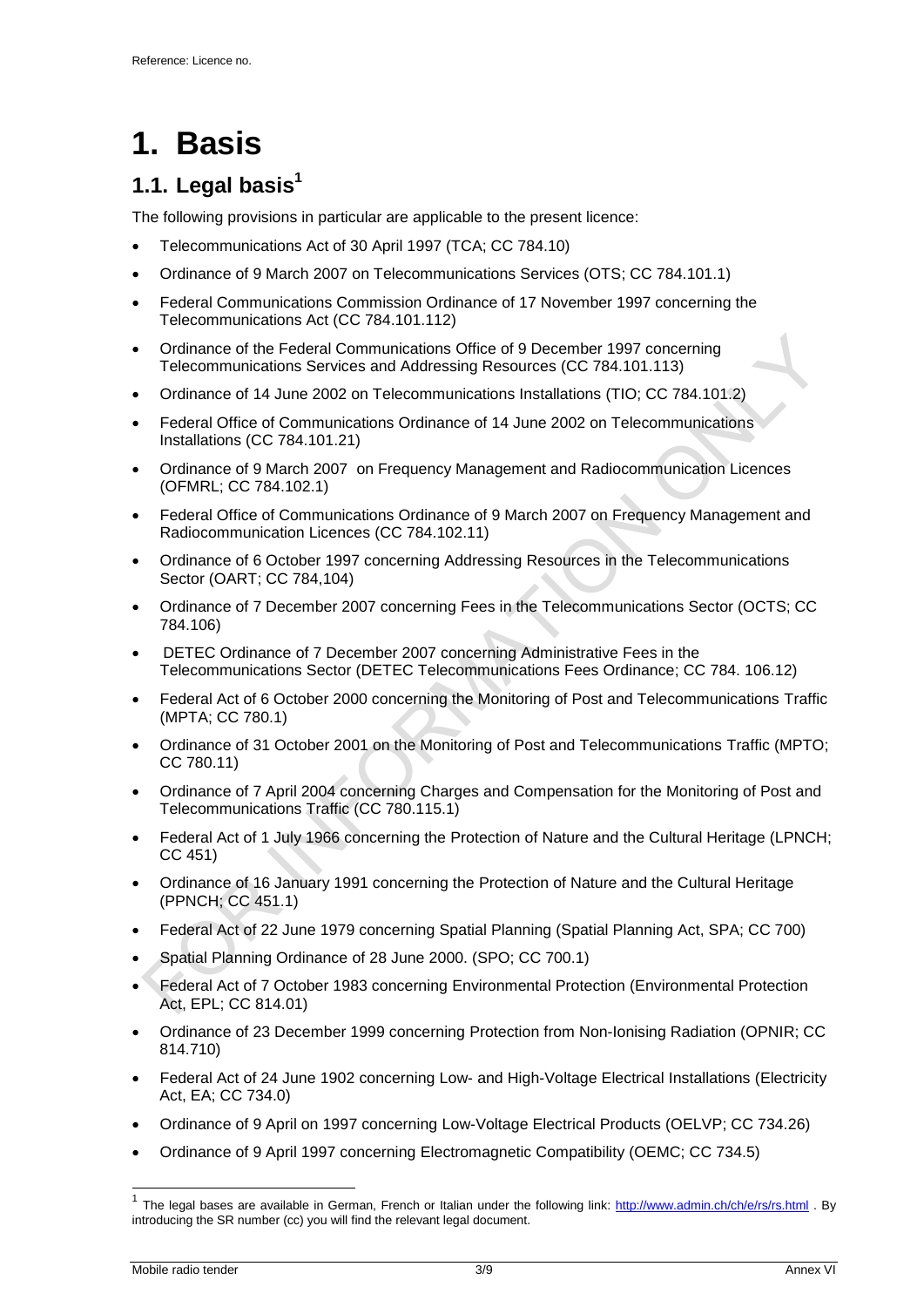# 1. Basis

## 1.1. Legal basis[1]

The following provisions in particular are applicable to the present licence:

- Telecommunications Act of 30 April 1997 (TCA; CC 784.10)
- Ordinance of 9 March 2007 on Telecommunications Services (OTS; CC 784.101.1)
- Federal Communications Commission Ordinance of 17 November 1997 concerning the Telecommunications Act (CC 784.101.112)
- Ordinance of the Federal Communications Office of 9 December 1997 concerning Telecommunications Services and Addressing Resources (CC 784.101.113)
- Ordinance of 14 June 2002 on Telecommunications Installations (TIO; CC 784.101.2)
- Federal Office of Communications Ordinance of 14 June 2002 on Telecommunications Installations (CC 784.101.21)
- Ordinance of 9 March 2007 on Frequency Management and Radiocommunication Licences (OFMRL; CC 784.102.1)
- Federal Office of Communications Ordinance of 9 March 2007 on Frequency Management and Radiocommunication Licences (CC 784.102.11)
- Ordinance of 6 October 1997 concerning Addressing Resources in the Telecommunications Sector (OART; CC 784,104)
- Ordinance of 7 December 2007 concerning Fees in the Telecommunications Sector (OCTS; CC 784.106)
- DETEC Ordinance of 7 December 2007 concerning Administrative Fees in the Telecommunications Sector (DETEC Telecommunications Fees Ordinance; CC 784. 106.12)
- Federal Act of 6 October 2000 concerning the Monitoring of Post and Telecommunications Traffic (MPTA; CC 780.1)
- Ordinance of 31 October 2001 on the Monitoring of Post and Telecommunications Traffic (MPTO; CC 780.11)
- Ordinance of 7 April 2004 concerning Charges and Compensation for the Monitoring of Post and Telecommunications Traffic (CC 780.115.1)
- Federal Act of 1 July 1966 concerning the Protection of Nature and the Cultural Heritage (LPNCH; CC 451)
- Ordinance of 16 January 1991 concerning the Protection of Nature and the Cultural Heritage (PPNCH; CC 451.1)
- Federal Act of 22 June 1979 concerning Spatial Planning (Spatial Planning Act, SPA; CC 700)
- Spatial Planning Ordinance of 28 June 2000. (SPO; CC 700.1)
- Federal Act of 7 October 1983 concerning Environmental Protection (Environmental Protection Act, EPL; CC 814.01)
- Ordinance of 23 December 1999 concerning Protection from Non-Ionising Radiation (OPNIR; CC 814.710)
- Federal Act of 24 June 1902 concerning Low- and High-Voltage Electrical Installations (Electricity Act, EA; CC 734.0)
- Ordinance of 9 April on 1997 concerning Low-Voltage Electrical Products (OELVP; CC 734.26)
- Ordinance of 9 April 1997 concerning Electromagnetic Compatibility (OEMC; CC 734.5)

---

[1] The legal bases are available in German, French or Italian under the following link: http://www.admin.ch/ch/e/rs/rs.html . By introducing the SR number (cc) you will find the relevant legal document.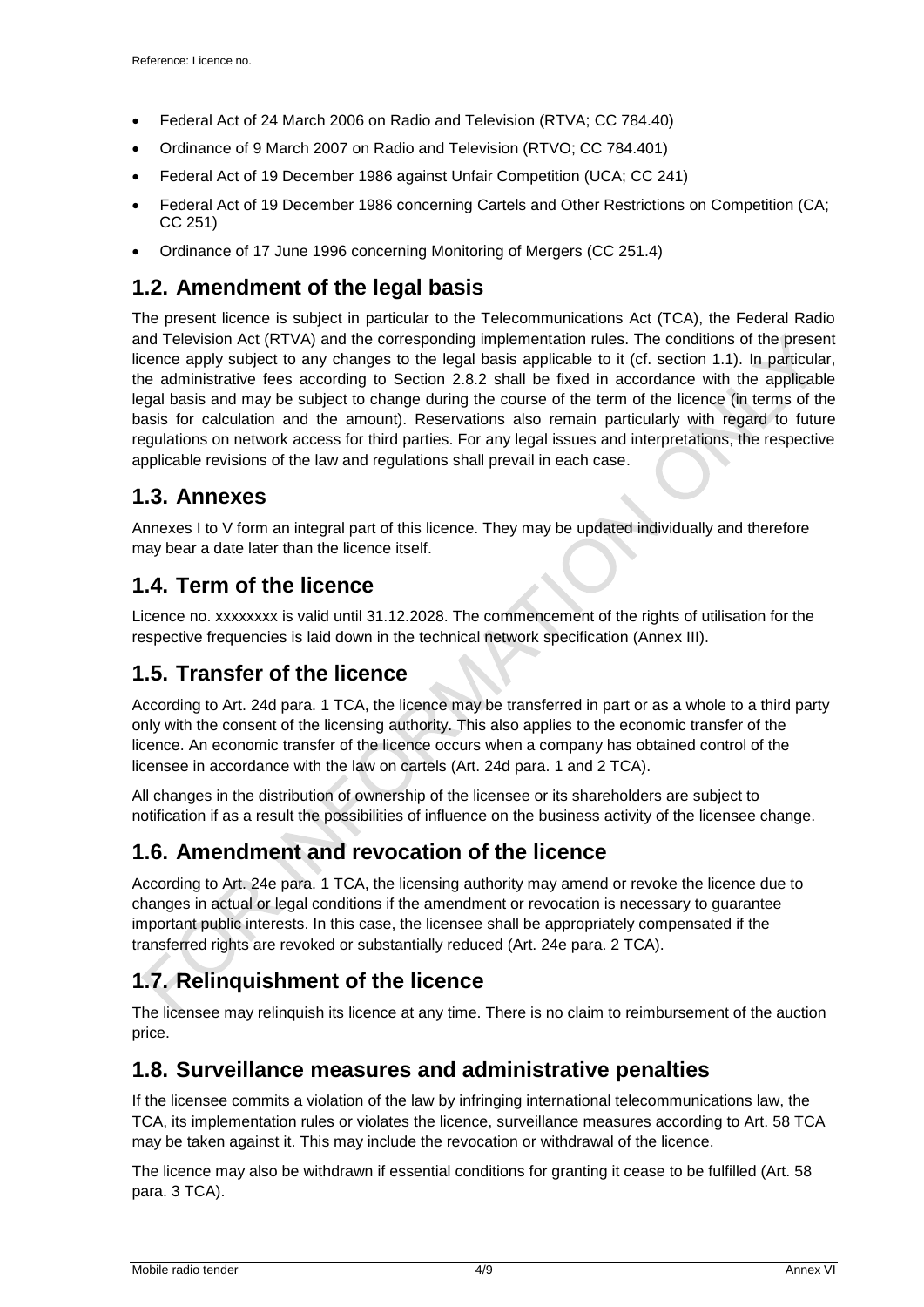- Federal Act of 24 March 2006 on Radio and Television (RTVA; CC 784.40)
- Ordinance of 9 March 2007 on Radio and Television (RTVO; CC 784.401)
- Federal Act of 19 December 1986 against Unfair Competition (UCA; CC 241)
- Federal Act of 19 December 1986 concerning Cartels and Other Restrictions on Competition (CA; CC 251)
- Ordinance of 17 June 1996 concerning Monitoring of Mergers (CC 251.4)

## 1.2. Amendment of the legal basis

The present licence is subject in particular to the Telecommunications Act (TCA), the Federal Radio and Television Act (RTVA) and the corresponding implementation rules. The conditions of the present licence apply subject to any changes to the legal basis applicable to it (cf. section 1.1). In particular, the administrative fees according to Section 2.8.2 shall be fixed in accordance with the applicable legal basis and may be subject to change during the course of the term of the licence (in terms of the basis for calculation and the amount). Reservations also remain particularly with regard to future regulations on network access for third parties. For any legal issues and interpretations, the respective applicable revisions of the law and regulations shall prevail in each case.

## 1.3. Annexes

Annexes I to V form an integral part of this licence. They may be updated individually and therefore may bear a date later than the licence itself.

## 1.4. Term of the licence

Licence no. xxxxxxxx is valid until 31.12.2028. The commencement of the rights of utilisation for the respective frequencies is laid down in the technical network specification (Annex III).

## 1.5. Transfer of the licence

According to Art. 24d para. 1 TCA, the licence may be transferred in part or as a whole to a third party only with the consent of the licensing authority. This also applies to the economic transfer of the licence. An economic transfer of the licence occurs when a company has obtained control of the licensee in accordance with the law on cartels (Art. 24d para. 1 and 2 TCA).

All changes in the distribution of ownership of the licensee or its shareholders are subject to notification if as a result the possibilities of influence on the business activity of the licensee change.

## 1.6. Amendment and revocation of the licence

According to Art. 24e para. 1 TCA, the licensing authority may amend or revoke the licence due to changes in actual or legal conditions if the amendment or revocation is necessary to guarantee important public interests. In this case, the licensee shall be appropriately compensated if the transferred rights are revoked or substantially reduced (Art. 24e para. 2 TCA).

## 1.7. Relinquishment of the licence

The licensee may relinquish its licence at any time. There is no claim to reimbursement of the auction price.

## 1.8. Surveillance measures and administrative penalties

If the licensee commits a violation of the law by infringing international telecommunications law, the TCA, its implementation rules or violates the licence, surveillance measures according to Art. 58 TCA may be taken against it. This may include the revocation or withdrawal of the licence.

The licence may also be withdrawn if essential conditions for granting it cease to be fulfilled (Art. 58 para. 3 TCA).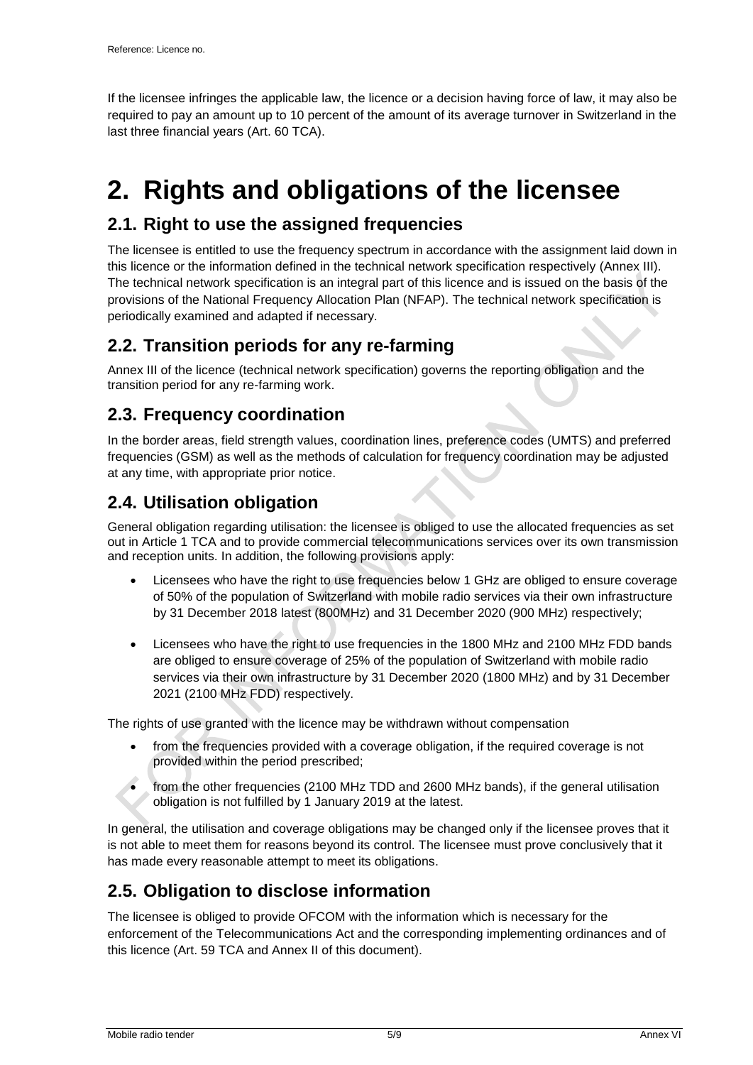If the licensee infringes the applicable law, the licence or a decision having force of law, it may also be required to pay an amount up to 10 percent of the amount of its average turnover in Switzerland in the last three financial years (Art. 60 TCA).

# 2. Rights and obligations of the licensee

## 2.1. Right to use the assigned frequencies

The licensee is entitled to use the frequency spectrum in accordance with the assignment laid down in this licence or the information defined in the technical network specification respectively (Annex III). The technical network specification is an integral part of this licence and is issued on the basis of the provisions of the National Frequency Allocation Plan (NFAP). The technical network specification is periodically examined and adapted if necessary.

## 2.2. Transition periods for any re-farming

Annex III of the licence (technical network specification) governs the reporting obligation and the transition period for any re-farming work.

## 2.3. Frequency coordination

In the border areas, field strength values, coordination lines, preference codes (UMTS) and preferred frequencies (GSM) as well as the methods of calculation for frequency coordination may be adjusted at any time, with appropriate prior notice.

## 2.4. Utilisation obligation

General obligation regarding utilisation: the licensee is obliged to use the allocated frequencies as set out in Article 1 TCA and to provide commercial telecommunications services over its own transmission and reception units. In addition, the following provisions apply:

- Licensees who have the right to use frequencies below 1 GHz are obliged to ensure coverage of 50% of the population of Switzerland with mobile radio services via their own infrastructure by 31 December 2018 latest (800MHz) and 31 December 2020 (900 MHz) respectively;
- Licensees who have the right to use frequencies in the 1800 MHz and 2100 MHz FDD bands are obliged to ensure coverage of 25% of the population of Switzerland with mobile radio services via their own infrastructure by 31 December 2020 (1800 MHz) and by 31 December 2021 (2100 MHz FDD) respectively.

The rights of use granted with the licence may be withdrawn without compensation

- from the frequencies provided with a coverage obligation, if the required coverage is not provided within the period prescribed;
- from the other frequencies (2100 MHz TDD and 2600 MHz bands), if the general utilisation obligation is not fulfilled by 1 January 2019 at the latest.

In general, the utilisation and coverage obligations may be changed only if the licensee proves that it is not able to meet them for reasons beyond its control. The licensee must prove conclusively that it has made every reasonable attempt to meet its obligations.

## 2.5. Obligation to disclose information

The licensee is obliged to provide OFCOM with the information which is necessary for the enforcement of the Telecommunications Act and the corresponding implementing ordinances and of this licence (Art. 59 TCA and Annex II of this document).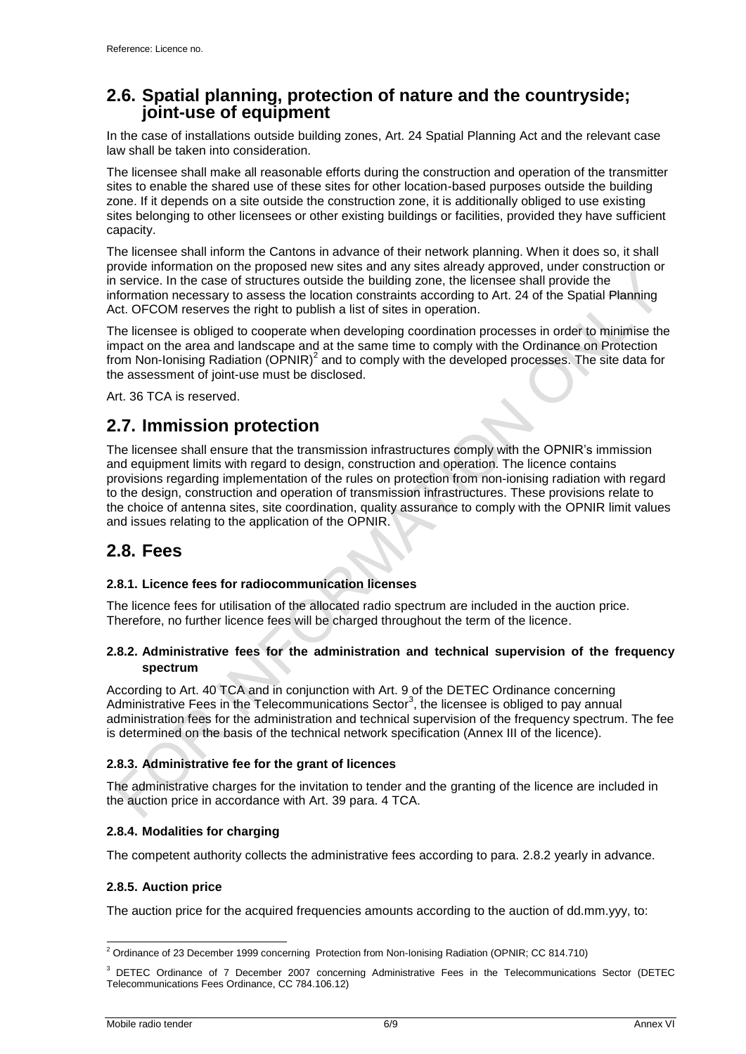## 2.6. Spatial planning, protection of nature and the countryside; joint-use of equipment

In the case of installations outside building zones, Art. 24 Spatial Planning Act and the relevant case law shall be taken into consideration.

The licensee shall make all reasonable efforts during the construction and operation of the transmitter sites to enable the shared use of these sites for other location-based purposes outside the building zone. If it depends on a site outside the construction zone, it is additionally obliged to use existing sites belonging to other licensees or other existing buildings or facilities, provided they have sufficient capacity.

The licensee shall inform the Cantons in advance of their network planning. When it does so, it shall provide information on the proposed new sites and any sites already approved, under construction or in service. In the case of structures outside the building zone, the licensee shall provide the information necessary to assess the location constraints according to Art. 24 of the Spatial Planning Act. OFCOM reserves the right to publish a list of sites in operation.

The licensee is obliged to cooperate when developing coordination processes in order to minimise the impact on the area and landscape and at the same time to comply with the Ordinance on Protection from Non-Ionising Radiation (OPNIR)[2] and to comply with the developed processes. The site data for the assessment of joint-use must be disclosed.

Art. 36 TCA is reserved.

## 2.7. Immission protection

The licensee shall ensure that the transmission infrastructures comply with the OPNIR's immission and equipment limits with regard to design, construction and operation. The licence contains provisions regarding implementation of the rules on protection from non-ionising radiation with regard to the design, construction and operation of transmission infrastructures. These provisions relate to the choice of antenna sites, site coordination, quality assurance to comply with the OPNIR limit values and issues relating to the application of the OPNIR.

## 2.8. Fees

### 2.8.1. Licence fees for radiocommunication licenses

The licence fees for utilisation of the allocated radio spectrum are included in the auction price. Therefore, no further licence fees will be charged throughout the term of the licence.

### 2.8.2. Administrative fees for the administration and technical supervision of the frequency spectrum

According to Art. 40 TCA and in conjunction with Art. 9 of the DETEC Ordinance concerning Administrative Fees in the Telecommunications Sector[3], the licensee is obliged to pay annual administration fees for the administration and technical supervision of the frequency spectrum. The fee is determined on the basis of the technical network specification (Annex III of the licence).

### 2.8.3. Administrative fee for the grant of licences

The administrative charges for the invitation to tender and the granting of the licence are included in the auction price in accordance with Art. 39 para. 4 TCA.

### 2.8.4. Modalities for charging

The competent authority collects the administrative fees according to para. 2.8.2 yearly in advance.

### 2.8.5. Auction price

The auction price for the acquired frequencies amounts according to the auction of dd.mm.yyy, to:

---

[2] Ordinance of 23 December 1999 concerning Protection from Non-Ionising Radiation (OPNIR; CC 814.710)

[3] DETEC Ordinance of 7 December 2007 concerning Administrative Fees in the Telecommunications Sector (DETEC Telecommunications Fees Ordinance, CC 784.106.12)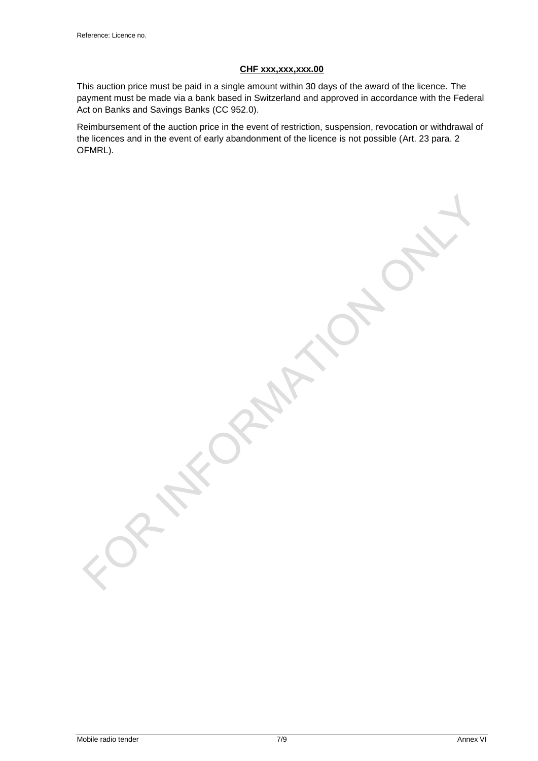**CHF xxx,xxx,xxx.00**

This auction price must be paid in a single amount within 30 days of the award of the licence. The payment must be made via a bank based in Switzerland and approved in accordance with the Federal Act on Banks and Savings Banks (CC 952.0).

Reimbursement of the auction price in the event of restriction, suspension, revocation or withdrawal of the licences and in the event of early abandonment of the licence is not possible (Art. 23 para. 2 OFMRL).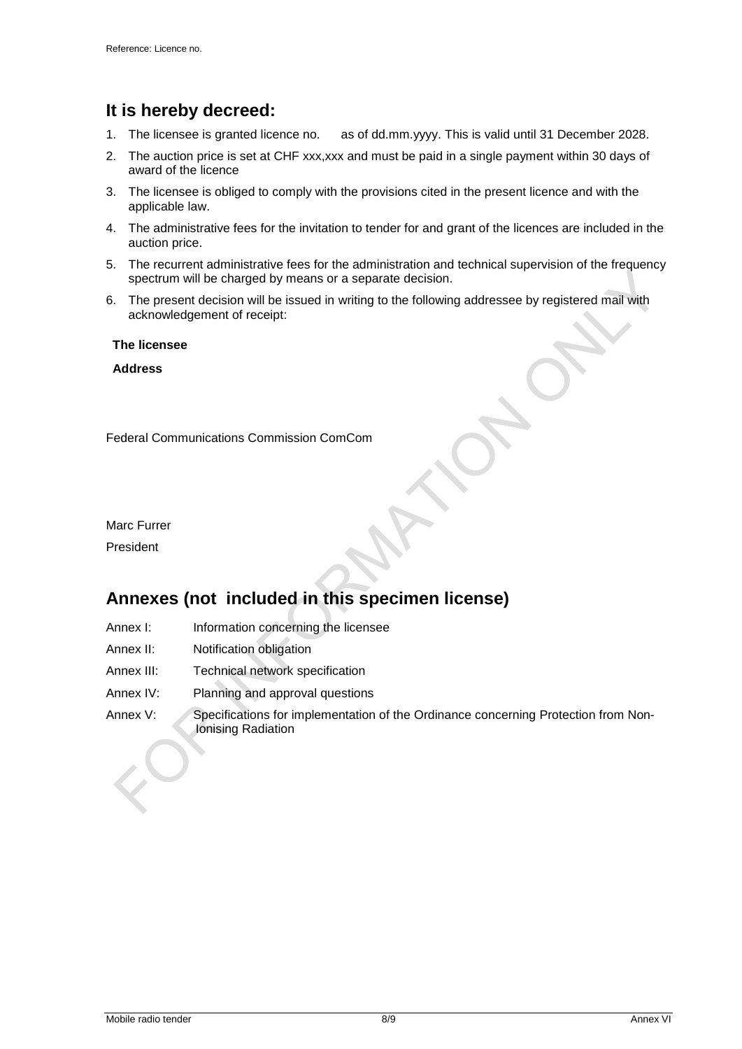## It is hereby decreed:

1. The licensee is granted licence no.  as of dd.mm.yyyy. This is valid until 31 December 2028.
2. The auction price is set at CHF xxx,xxx and must be paid in a single payment within 30 days of award of the licence
3. The licensee is obliged to comply with the provisions cited in the present licence and with the applicable law.
4. The administrative fees for the invitation to tender for and grant of the licences are included in the auction price.
5. The recurrent administrative fees for the administration and technical supervision of the frequency spectrum will be charged by means or a separate decision.
6. The present decision will be issued in writing to the following addressee by registered mail with acknowledgement of receipt:

**The licensee**

**Address**

Federal Communications Commission ComCom

Marc Furrer

President

## Annexes (not included in this specimen license)

Annex I: Information concerning the licensee

Annex II: Notification obligation

Annex III: Technical network specification

Annex IV: Planning and approval questions

Annex V: Specifications for implementation of the Ordinance concerning Protection from Non-Ionising Radiation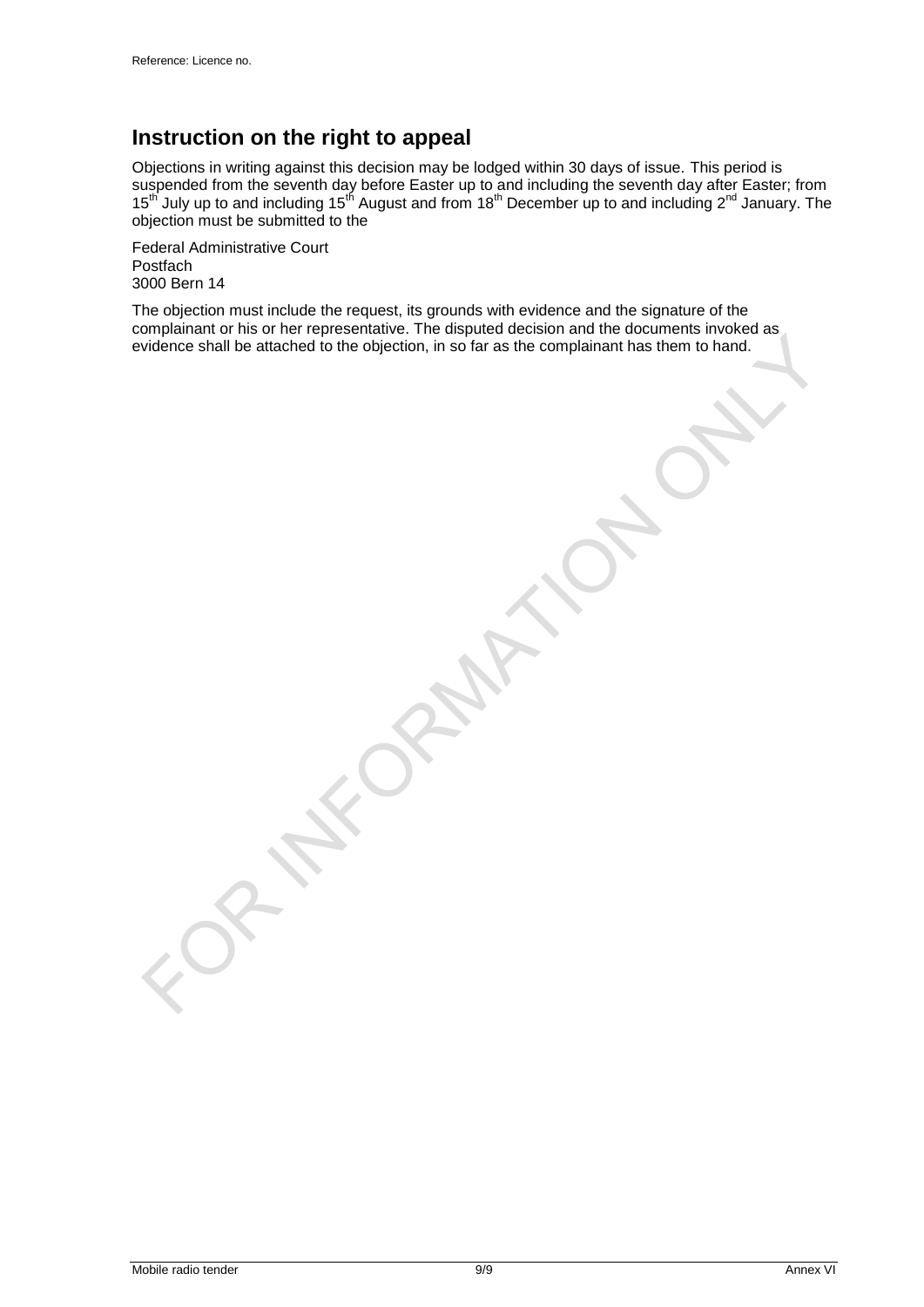## Instruction on the right to appeal

Objections in writing against this decision may be lodged within 30 days of issue. This period is suspended from the seventh day before Easter up to and including the seventh day after Easter; from 15th July up to and including 15th August and from 18th December up to and including 2nd January. The objection must be submitted to the

Federal Administrative Court
Postfach
3000 Bern 14

The objection must include the request, its grounds with evidence and the signature of the complainant or his or her representative. The disputed decision and the documents invoked as evidence shall be attached to the objection, in so far as the complainant has them to hand.